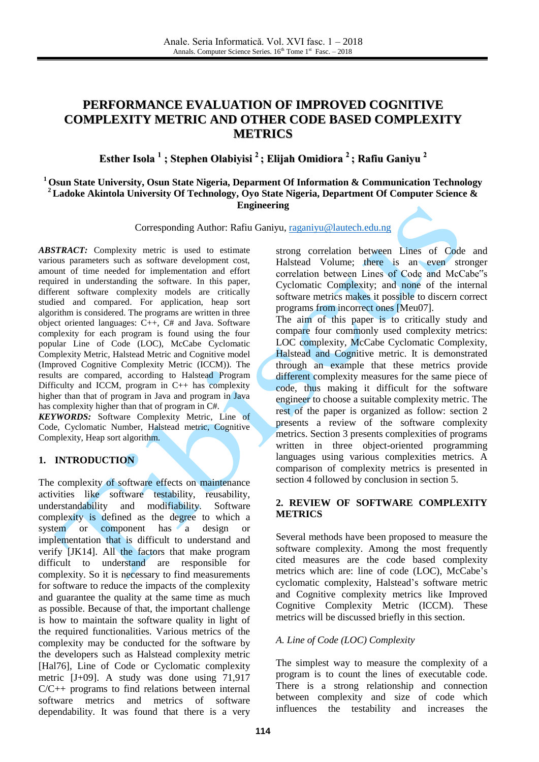# PERFORMANCE EVALUATION OF IMPROVED COGNITIVE COMPLEXITY METRIC AND OTHER CODE BASED COMPLEXITY METRICS

**Esther Isola [1] ; Stephen Olabiyisi [2] ; Elijah Omidiora [2] ; Rafiu Ganiyu [2]**

**[1] Osun State University, Osun State Nigeria, Deparment Of Information & Communication Technology**
**[2] Ladoke Akintola University Of Technology, Oyo State Nigeria, Department Of Computer Science & Engineering**

Corresponding Author: Rafiu Ganiyu, raganiyu@lautech.edu.ng

***ABSTRACT:*** Complexity metric is used to estimate various parameters such as software development cost, amount of time needed for implementation and effort required in understanding the software. In this paper, different software complexity models are critically studied and compared. For application, heap sort algorithm is considered. The programs are written in three object oriented languages: C++, C# and Java. Software complexity for each program is found using the four popular Line of Code (LOC), McCabe Cyclomatic Complexity Metric, Halstead Metric and Cognitive model (Improved Cognitive Complexity Metric (ICCM)). The results are compared, according to Halstead Program Difficulty and ICCM, program in C++ has complexity higher than that of program in Java and program in Java has complexity higher than that of program in C#.

***KEYWORDS:*** Software Complexity Metric, Line of Code, Cyclomatic Number, Halstead metric, Cognitive Complexity, Heap sort algorithm.

## 1. INTRODUCTION

The complexity of software effects on maintenance activities like software testability, reusability, understandability and modifiability. Software complexity is defined as the degree to which a system or component has a design or implementation that is difficult to understand and verify [JK14]. All the factors that make program difficult to understand are responsible for complexity. So it is necessary to find measurements for software to reduce the impacts of the complexity and guarantee the quality at the same time as much as possible. Because of that, the important challenge is how to maintain the software quality in light of the required functionalities. Various metrics of the complexity may be conducted for the software by the developers such as Halstead complexity metric [Hal76], Line of Code or Cyclomatic complexity metric [J+09]. A study was done using 71,917 C/C++ programs to find relations between internal software metrics and metrics of software dependability. It was found that there is a very strong correlation between Lines of Code and Halstead Volume; there is an even stronger correlation between Lines of Code and McCabe"s Cyclomatic Complexity; and none of the internal software metrics makes it possible to discern correct programs from incorrect ones [Meu07].

The aim of this paper is to critically study and compare four commonly used complexity metrics: LOC complexity, McCabe Cyclomatic Complexity, Halstead and Cognitive metric. It is demonstrated through an example that these metrics provide different complexity measures for the same piece of code, thus making it difficult for the software engineer to choose a suitable complexity metric. The rest of the paper is organized as follow: section 2 presents a review of the software complexity metrics. Section 3 presents complexities of programs written in three object-oriented programming languages using various complexities metrics. A comparison of complexity metrics is presented in section 4 followed by conclusion in section 5.

## 2. REVIEW OF SOFTWARE COMPLEXITY METRICS

Several methods have been proposed to measure the software complexity. Among the most frequently cited measures are the code based complexity metrics which are: line of code (LOC), McCabe's cyclomatic complexity, Halstead's software metric and Cognitive complexity metrics like Improved Cognitive Complexity Metric (ICCM). These metrics will be discussed briefly in this section.

### *A. Line of Code (LOC) Complexity*

The simplest way to measure the complexity of a program is to count the lines of executable code. There is a strong relationship and connection between complexity and size of code which influences the testability and increases the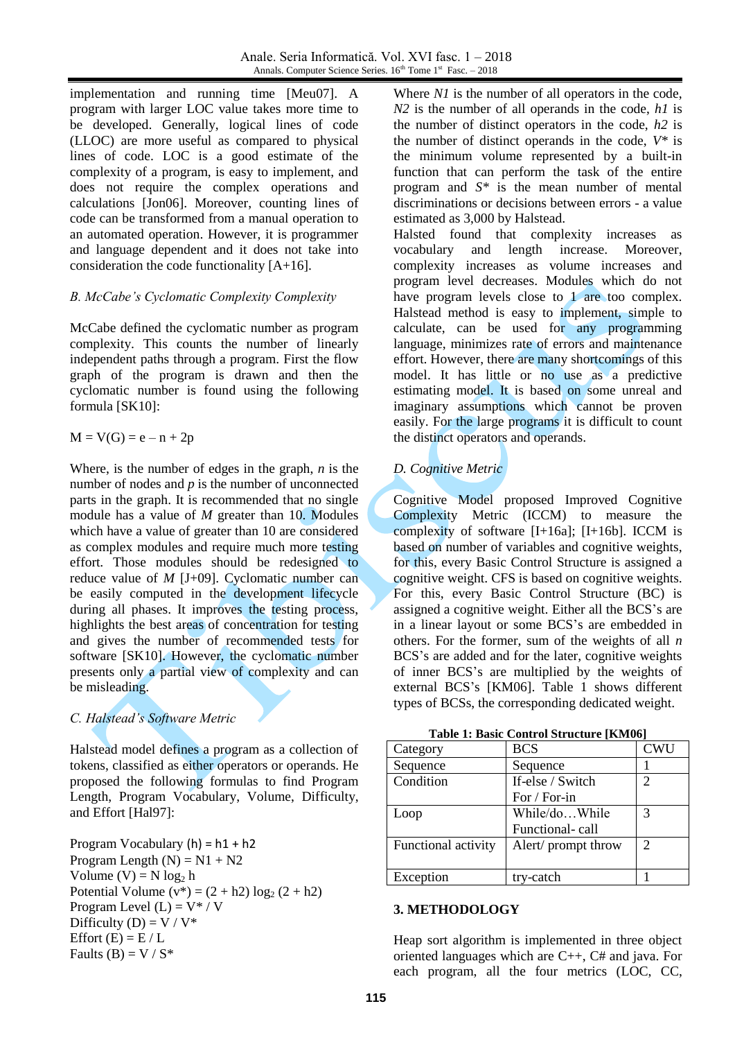implementation and running time [Meu07]. A program with larger LOC value takes more time to be developed. Generally, logical lines of code (LLOC) are more useful as compared to physical lines of code. LOC is a good estimate of the complexity of a program, is easy to implement, and does not require the complex operations and calculations [Jon06]. Moreover, counting lines of code can be transformed from a manual operation to an automated operation. However, it is programmer and language dependent and it does not take into consideration the code functionality [A+16].

### *B. McCabe's Cyclomatic Complexity Complexity*

McCabe defined the cyclomatic number as program complexity. This counts the number of linearly independent paths through a program. First the flow graph of the program is drawn and then the cyclomatic number is found using the following formula [SK10]:

$$M = V(G) = e - n + 2p$$

Where, is the number of edges in the graph, $n$ is the number of nodes and $p$ is the number of unconnected parts in the graph. It is recommended that no single module has a value of $M$ greater than 10. Modules which have a value of greater than 10 are considered as complex modules and require much more testing effort. Those modules should be redesigned to reduce value of $M$ [J+09]. Cyclomatic number can be easily computed in the development lifecycle during all phases. It improves the testing process, highlights the best areas of concentration for testing and gives the number of recommended tests for software [SK10]. However, the cyclomatic number presents only a partial view of complexity and can be misleading.

### *C. Halstead's Software Metric*

Halstead model defines a program as a collection of tokens, classified as either operators or operands. He proposed the following formulas to find Program Length, Program Vocabulary, Volume, Difficulty, and Effort [Hal97]:

Program Vocabulary $(h) = h1 + h2$
Program Length $(N) = N1 + N2$
Volume $(V) = N \log_2 h$
Potential Volume $(v^*) = (2 + h2) \log_2 (2 + h2)$
Program Level $(L) = V^* / V$
Difficulty $(D) = V / V^*$
Effort $(E) = E / L$
Faults $(B) = V / S^*$

Where $N1$ is the number of all operators in the code, $N2$ is the number of all operands in the code, $h1$ is the number of distinct operators in the code, $h2$ is the number of distinct operands in the code, $V^*$ is the minimum volume represented by a built-in function that can perform the task of the entire program and $S^*$ is the mean number of mental discriminations or decisions between errors - a value estimated as 3,000 by Halstead.

Halsted found that complexity increases as vocabulary and length increase. Moreover, complexity increases as volume increases and program level decreases. Modules which do not have program levels close to 1 are too complex. Halstead method is easy to implement, simple to calculate, can be used for any programming language, minimizes rate of errors and maintenance effort. However, there are many shortcomings of this model. It has little or no use as a predictive estimating model. It is based on some unreal and imaginary assumptions which cannot be proven easily. For the large programs it is difficult to count the distinct operators and operands.

### *D. Cognitive Metric*

Cognitive Model proposed Improved Cognitive Complexity Metric (ICCM) to measure the complexity of software [I+16a]; [I+16b]. ICCM is based on number of variables and cognitive weights, for this, every Basic Control Structure is assigned a cognitive weight. CFS is based on cognitive weights. For this, every Basic Control Structure (BC) is assigned a cognitive weight. Either all the BCS's are in a linear layout or some BCS's are embedded in others. For the former, sum of the weights of all $n$ BCS's are added and for the later, cognitive weights of inner BCS's are multiplied by the weights of external BCS's [KM06]. Table 1 shows different types of BCSs, the corresponding dedicated weight.

**Table 1: Basic Control Structure [KM06]**

| Category | BCS | CWU |
|---|---|---|
| Sequence | Sequence | 1 |
| Condition | If-else / Switch<br>For / For-in | 2 |
| Loop | While/do…While<br>Functional- call | 3 |
| Functional activity | Alert/ prompt throw | 2 |
| Exception | try-catch | 1 |

## 3. METHODOLOGY

Heap sort algorithm is implemented in three object oriented languages which are C++, C# and java. For each program, all the four metrics (LOC, CC,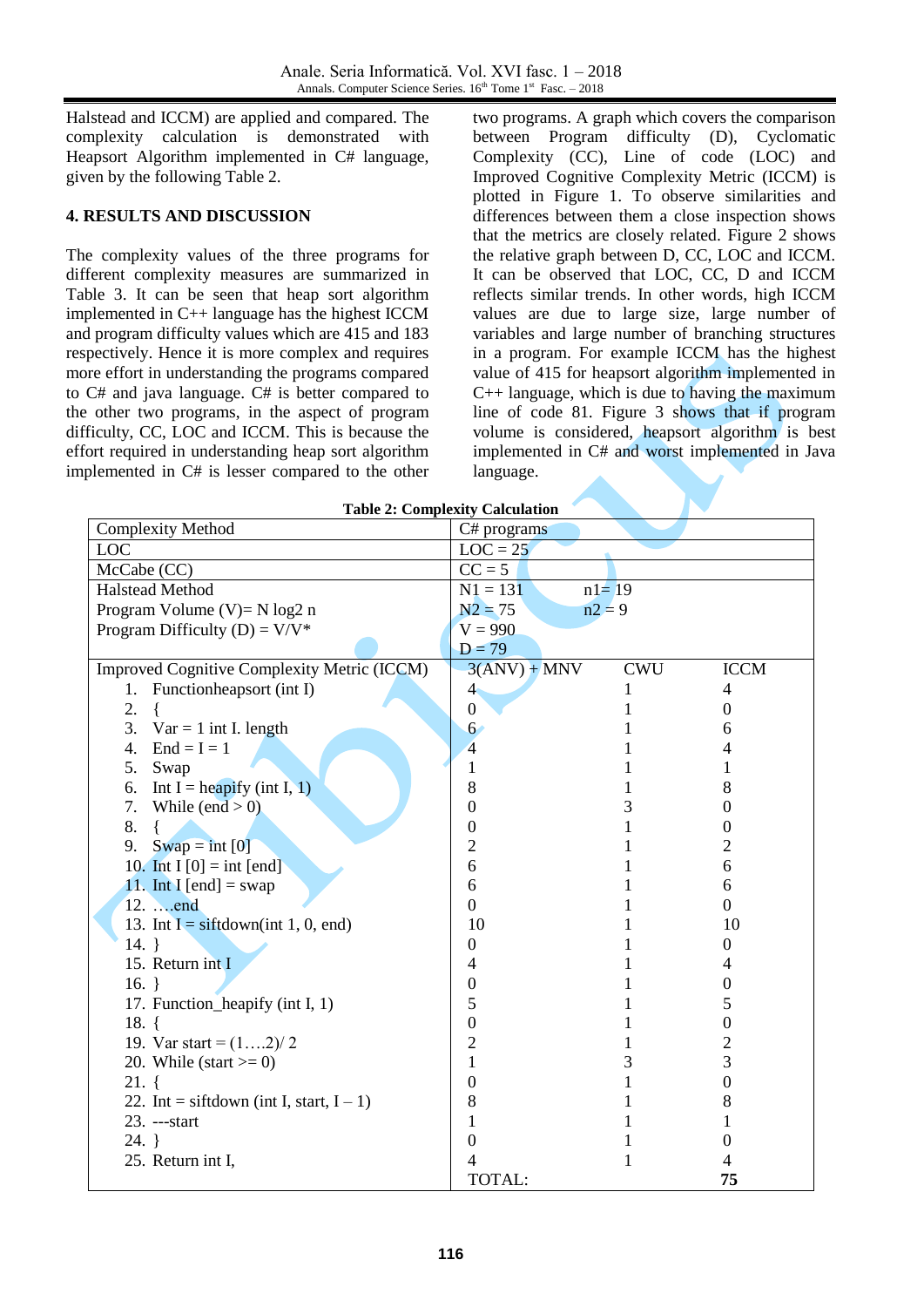Halstead and ICCM) are applied and compared. The complexity calculation is demonstrated with Heapsort Algorithm implemented in C# language, given by the following Table 2.

## 4. RESULTS AND DISCUSSION

The complexity values of the three programs for different complexity measures are summarized in Table 3. It can be seen that heap sort algorithm implemented in C++ language has the highest ICCM and program difficulty values which are 415 and 183 respectively. Hence it is more complex and requires more effort in understanding the programs compared to C# and java language. C# is better compared to the other two programs, in the aspect of program difficulty, CC, LOC and ICCM. This is because the effort required in understanding heap sort algorithm implemented in C# is lesser compared to the other two programs. A graph which covers the comparison between Program difficulty (D), Cyclomatic Complexity (CC), Line of code (LOC) and Improved Cognitive Complexity Metric (ICCM) is plotted in Figure 1. To observe similarities and differences between them a close inspection shows that the metrics are closely related. Figure 2 shows the relative graph between D, CC, LOC and ICCM. It can be observed that LOC, CC, D and ICCM reflects similar trends. In other words, high ICCM values are due to large size, large number of variables and large number of branching structures in a program. For example ICCM has the highest value of 415 for heapsort algorithm implemented in C++ language, which is due to having the maximum line of code 81. Figure 3 shows that if program volume is considered, heapsort algorithm is best implemented in C# and worst implemented in Java language.

**Table 2: Complexity Calculation**

| Complexity Method | C# programs | | |
|---|---|---|---|
| LOC | LOC = 25 | | |
| McCabe (CC) | CC = 5 | | |
| Halstead Method<br>Program Volume (V)= N log2 n<br>Program Difficulty (D) = V/V* | N1 = 131 &nbsp; n1= 19<br>N2 = 75 &nbsp; n2 = 9<br>V = 990<br>D = 79 | | |
| Improved Cognitive Complexity Metric (ICCM) | 3(ANV) + MNV | CWU | ICCM |
| 1. Functionheapsort (int I) | 4 | 1 | 4 |
| 2. { | 0 | 1 | 0 |
| 3. Var = 1 int I. length | 6 | 1 | 6 |
| 4. End = I = 1 | 4 | 1 | 4 |
| 5. Swap | 1 | 1 | 1 |
| 6. Int I = heapify (int I, 1) | 8 | 1 | 8 |
| 7. While (end > 0) | 0 | 3 | 0 |
| 8. { | 0 | 1 | 0 |
| 9. Swap = int [0] | 2 | 1 | 2 |
| 10. Int I [0] = int [end] | 6 | 1 | 6 |
| 11. Int I [end] = swap | 6 | 1 | 6 |
| 12. ….end | 0 | 1 | 0 |
| 13. Int I = siftdown(int 1, 0, end) | 10 | 1 | 10 |
| 14. } | 0 | 1 | 0 |
| 15. Return int I | 4 | 1 | 4 |
| 16. } | 0 | 1 | 0 |
| 17. Function_heapify (int I, 1) | 5 | 1 | 5 |
| 18. { | 0 | 1 | 0 |
| 19. Var start = (1….2)/ 2 | 2 | 1 | 2 |
| 20. While (start >= 0) | 1 | 3 | 3 |
| 21. { | 0 | 1 | 0 |
| 22. Int = siftdown (int I, start, I – 1) | 8 | 1 | 8 |
| 23. ---start | 1 | 1 | 1 |
| 24. } | 0 | 1 | 0 |
| 25. Return int I, | 4 | 1 | 4 |
| | TOTAL: | | **75** |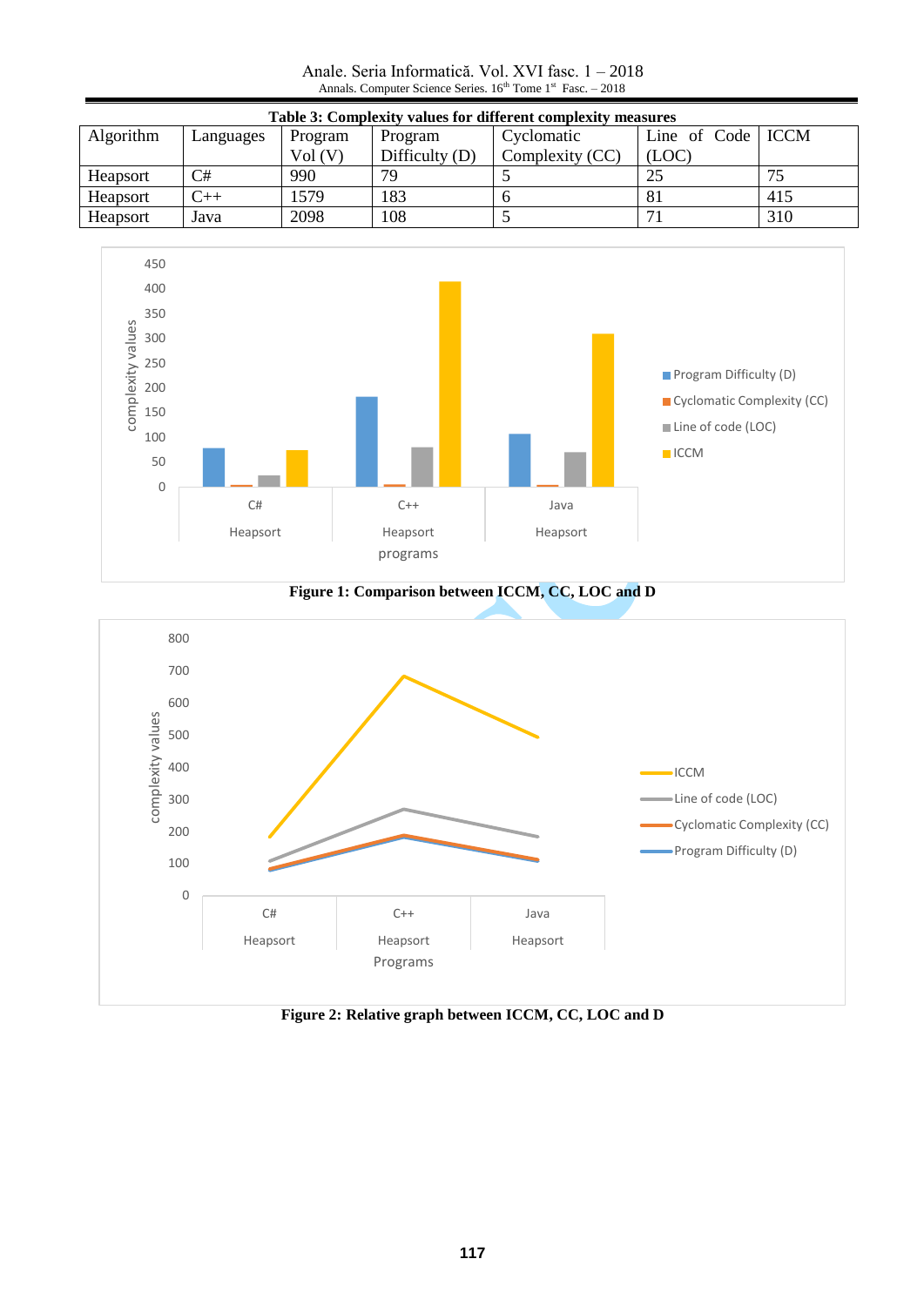**Table 3: Complexity values for different complexity measures**

| Algorithm | Languages | Program Vol (V) | Program Difficulty (D) | Cyclomatic Complexity (CC) | Line of Code (LOC) | ICCM |
|---|---|---|---|---|---|---|
| Heapsort | C# | 990 | 79 | 5 | 25 | 75 |
| Heapsort | C++ | 1579 | 183 | 6 | 81 | 415 |
| Heapsort | Java | 2098 | 108 | 5 | 71 | 310 |

**Figure 1: Comparison between ICCM, CC, LOC and D**

**Figure 2: Relative graph between ICCM, CC, LOC and D**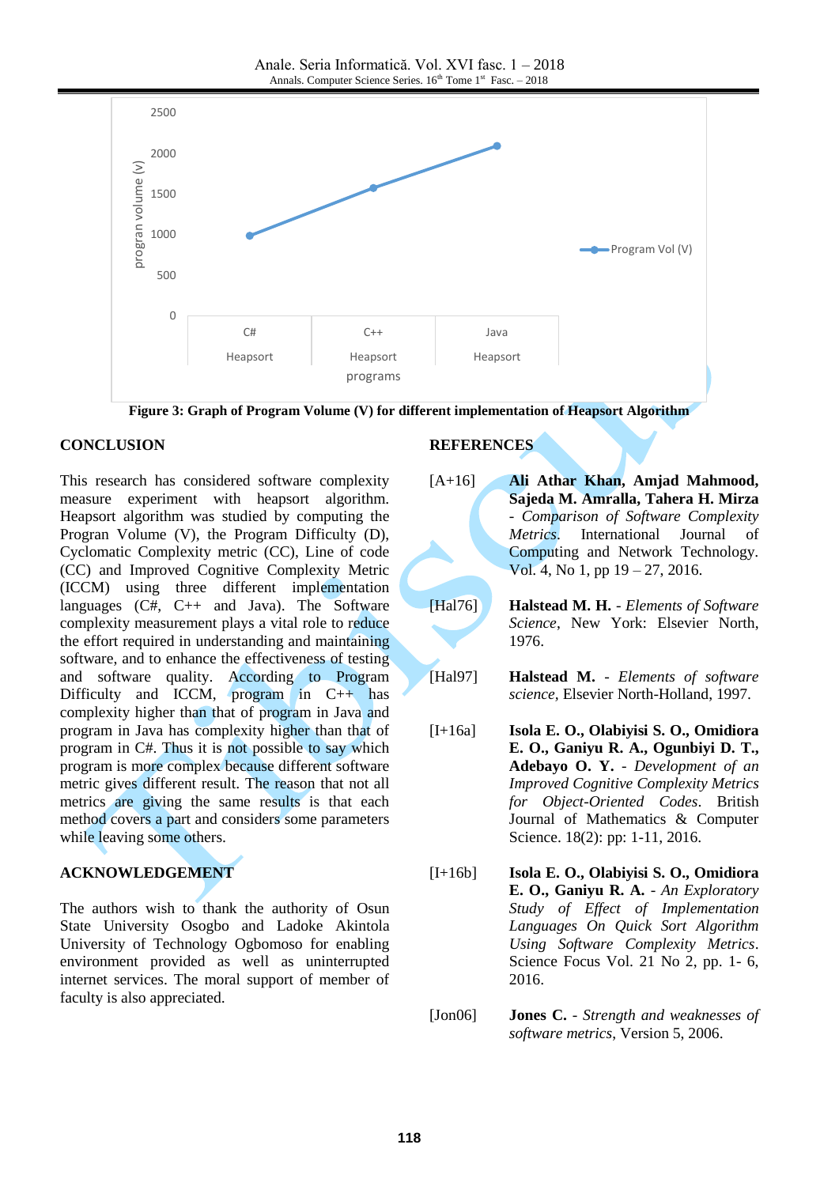Figure 3: Graph of Program Volume (V) for different implementation of Heapsort Algorithm

## CONCLUSION

This research has considered software complexity measure experiment with heapsort algorithm. Heapsort algorithm was studied by computing the Progran Volume (V), the Program Difficulty (D), Cyclomatic Complexity metric (CC), Line of code (CC) and Improved Cognitive Complexity Metric (ICCM) using three different implementation languages (C#, C++ and Java). The Software complexity measurement plays a vital role to reduce the effort required in understanding and maintaining software, and to enhance the effectiveness of testing and software quality. According to Program Difficulty and ICCM, program in C++ has complexity higher than that of program in Java and program in Java has complexity higher than that of program in C#. Thus it is not possible to say which program is more complex because different software metric gives different result. The reason that not all metrics are giving the same results is that each method covers a part and considers some parameters while leaving some others.

## ACKNOWLEDGEMENT

The authors wish to thank the authority of Osun State University Osogbo and Ladoke Akintola University of Technology Ogbomoso for enabling environment provided as well as uninterrupted internet services. The moral support of member of faculty is also appreciated.

## REFERENCES

[A+16] **Ali Athar Khan, Amjad Mahmood, Sajeda M. Amralla, Tahera H. Mirza** - *Comparison of Software Complexity Metrics*. International Journal of Computing and Network Technology. Vol. 4, No 1, pp 19 – 27, 2016.

[Hal76] **Halstead M. H.** - *Elements of Software Science*, New York: Elsevier North, 1976.

[Hal97] **Halstead M.** - *Elements of software science,* Elsevier North-Holland, 1997.

[I+16a] **Isola E. O., Olabiyisi S. O., Omidiora E. O., Ganiyu R. A., Ogunbiyi D. T., Adebayo O. Y.** - *Development of an Improved Cognitive Complexity Metrics for Object-Oriented Codes*. British Journal of Mathematics & Computer Science. 18(2): pp: 1-11, 2016.

[I+16b] **Isola E. O., Olabiyisi S. O., Omidiora E. O., Ganiyu R. A.** - *An Exploratory Study of Effect of Implementation Languages On Quick Sort Algorithm Using Software Complexity Metrics*. Science Focus Vol. 21 No 2, pp. 1- 6, 2016.

[Jon06] **Jones C.** - *Strength and weaknesses of software metrics*, Version 5, 2006.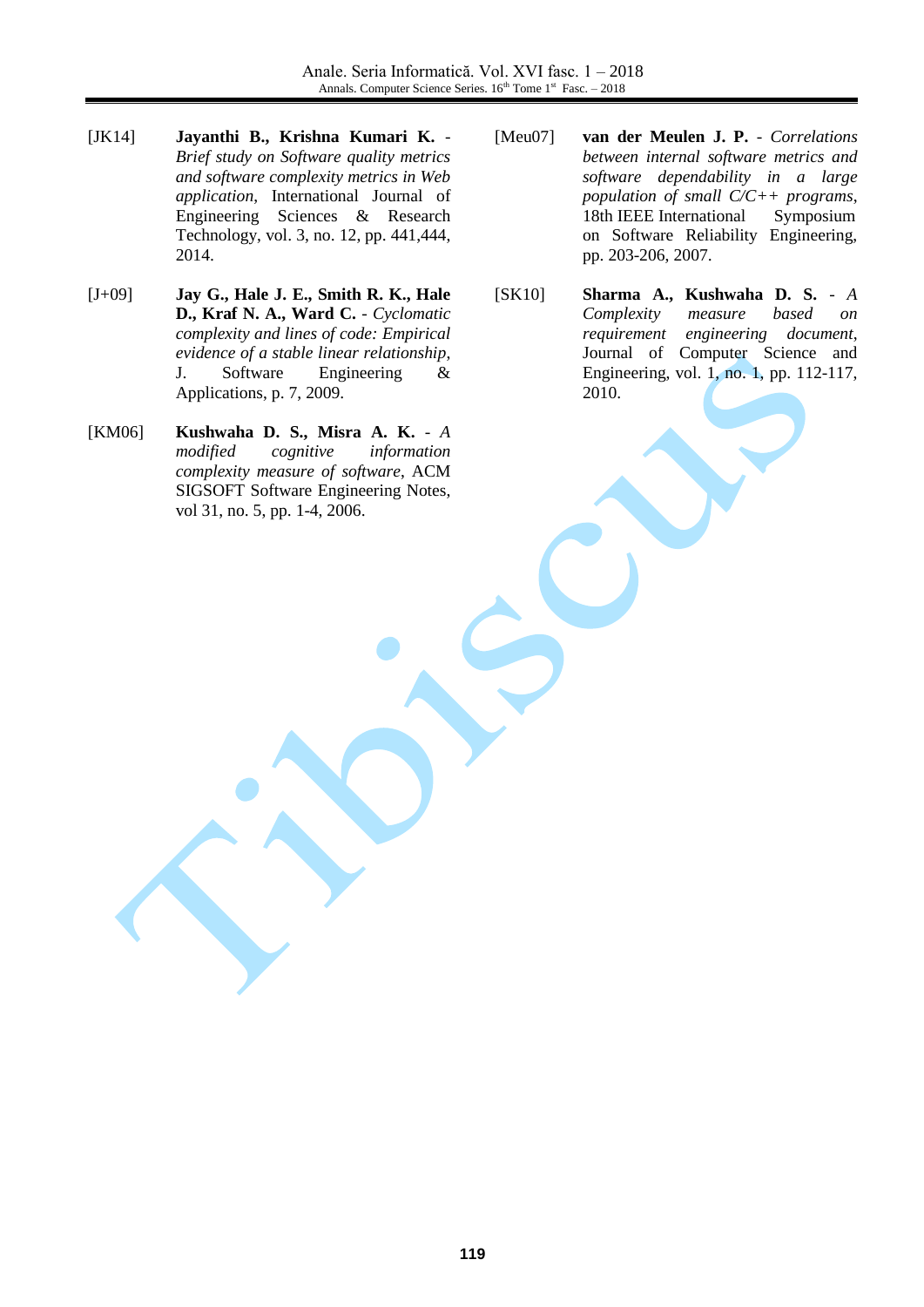[JK14] **Jayanthi B., Krishna Kumari K.** - *Brief study on Software quality metrics and software complexity metrics in Web application*, International Journal of Engineering Sciences & Research Technology, vol. 3, no. 12, pp. 441,444, 2014.

[J+09] **Jay G., Hale J. E., Smith R. K., Hale D., Kraf N. A., Ward C.** - *Cyclomatic complexity and lines of code: Empirical evidence of a stable linear relationship*, J. Software Engineering & Applications, p. 7, 2009.

[KM06] **Kushwaha D. S., Misra A. K.** - *A modified cognitive information complexity measure of software*, ACM SIGSOFT Software Engineering Notes, vol 31, no. 5, pp. 1-4, 2006.

[Meu07] **van der Meulen J. P.** - *Correlations between internal software metrics and software dependability in a large population of small C/C++ programs*, 18th IEEE International Symposium on Software Reliability Engineering, pp. 203-206, 2007.

[SK10] **Sharma A., Kushwaha D. S.** - *A Complexity measure based on requirement engineering document*, Journal of Computer Science and Engineering, vol. 1, no. 1, pp. 112-117, 2010.